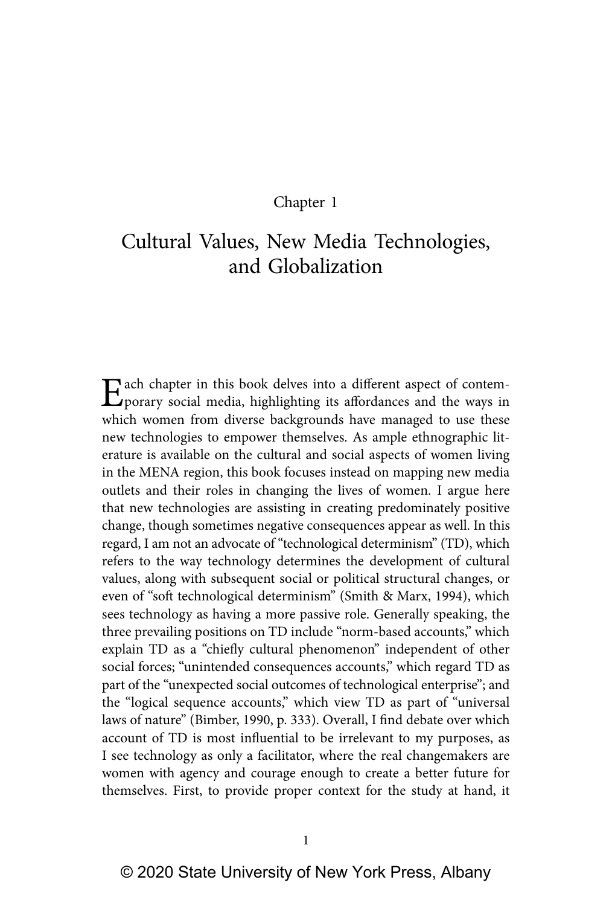Chapter 1

# Cultural Values, New Media Technologies, and Globalization

Each chapter in this book delves into a different aspect of contemporary social media, highlighting its affordances and the ways in which women from diverse backgrounds have managed to use these new technologies to empower themselves. As ample ethnographic literature is available on the cultural and social aspects of women living in the MENA region, this book focuses instead on mapping new media outlets and their roles in changing the lives of women. I argue here that new technologies are assisting in creating predominately positive change, though sometimes negative consequences appear as well. In this regard, I am not an advocate of "technological determinism" (TD), which refers to the way technology determines the development of cultural values, along with subsequent social or political structural changes, or even of "soft technological determinism" (Smith & Marx, 1994), which sees technology as having a more passive role. Generally speaking, the three prevailing positions on TD include "norm-based accounts," which explain TD as a "chiefly cultural phenomenon" independent of other social forces; "unintended consequences accounts," which regard TD as part of the "unexpected social outcomes of technological enterprise"; and the "logical sequence accounts," which view TD as part of "universal laws of nature" (Bimber, 1990, p. 333). Overall, I find debate over which account of TD is most influential to be irrelevant to my purposes, as I see technology as only a facilitator, where the real changemakers are women with agency and courage enough to create a better future for themselves. First, to provide proper context for the study at hand, it

© 2020 State University of New York Press, Albany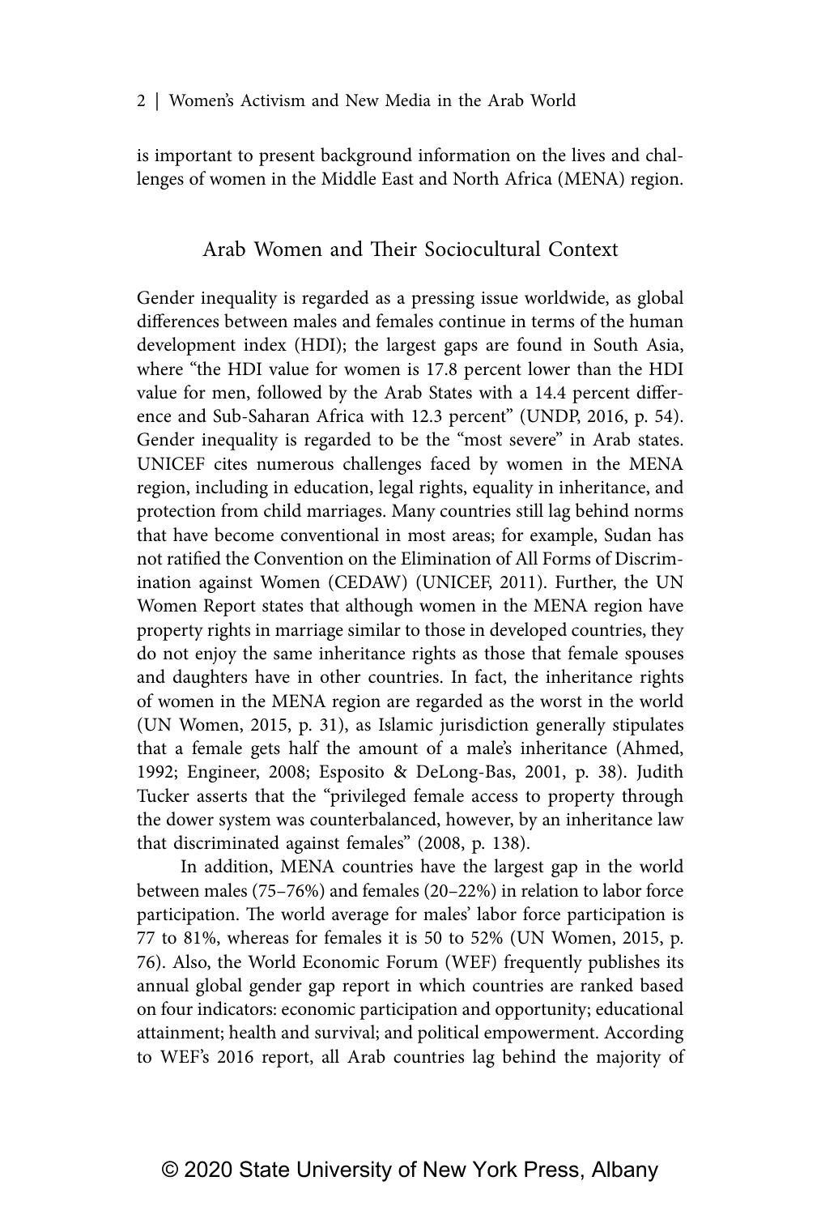is important to present background information on the lives and challenges of women in the Middle East and North Africa (MENA) region.

## Arab Women and Their Sociocultural Context

Gender inequality is regarded as a pressing issue worldwide, as global differences between males and females continue in terms of the human development index (HDI); the largest gaps are found in South Asia, where "the HDI value for women is 17.8 percent lower than the HDI value for men, followed by the Arab States with a 14.4 percent difference and Sub-Saharan Africa with 12.3 percent" (UNDP, 2016, p. 54). Gender inequality is regarded to be the "most severe" in Arab states. UNICEF cites numerous challenges faced by women in the MENA region, including in education, legal rights, equality in inheritance, and protection from child marriages. Many countries still lag behind norms that have become conventional in most areas; for example, Sudan has not ratified the Convention on the Elimination of All Forms of Discrimination against Women (CEDAW) (UNICEF, 2011). Further, the UN Women Report states that although women in the MENA region have property rights in marriage similar to those in developed countries, they do not enjoy the same inheritance rights as those that female spouses and daughters have in other countries. In fact, the inheritance rights of women in the MENA region are regarded as the worst in the world (UN Women, 2015, p. 31), as Islamic jurisdiction generally stipulates that a female gets half the amount of a male's inheritance (Ahmed, 1992; Engineer, 2008; Esposito & DeLong-Bas, 2001, p. 38). Judith Tucker asserts that the "privileged female access to property through the dower system was counterbalanced, however, by an inheritance law that discriminated against females" (2008, p. 138).

In addition, MENA countries have the largest gap in the world between males (75–76%) and females (20–22%) in relation to labor force participation. The world average for males' labor force participation is 77 to 81%, whereas for females it is 50 to 52% (UN Women, 2015, p. 76). Also, the World Economic Forum (WEF) frequently publishes its annual global gender gap report in which countries are ranked based on four indicators: economic participation and opportunity; educational attainment; health and survival; and political empowerment. According to WEF's 2016 report, all Arab countries lag behind the majority of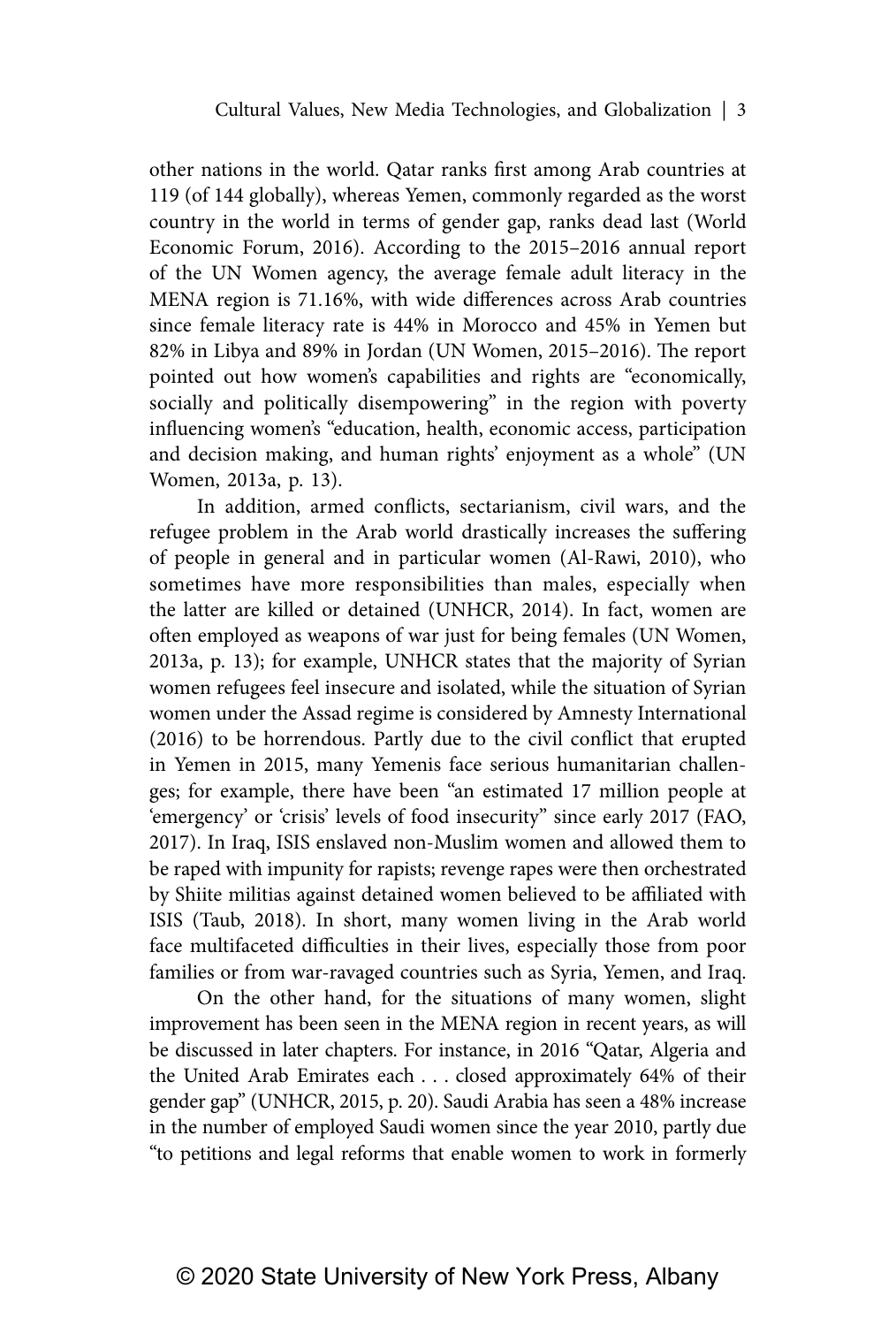other nations in the world. Qatar ranks first among Arab countries at 119 (of 144 globally), whereas Yemen, commonly regarded as the worst country in the world in terms of gender gap, ranks dead last (World Economic Forum, 2016). According to the 2015–2016 annual report of the UN Women agency, the average female adult literacy in the MENA region is 71.16%, with wide differences across Arab countries since female literacy rate is 44% in Morocco and 45% in Yemen but 82% in Libya and 89% in Jordan (UN Women, 2015–2016). The report pointed out how women's capabilities and rights are "economically, socially and politically disempowering" in the region with poverty influencing women's "education, health, economic access, participation and decision making, and human rights' enjoyment as a whole" (UN Women, 2013a, p. 13).

In addition, armed conflicts, sectarianism, civil wars, and the refugee problem in the Arab world drastically increases the suffering of people in general and in particular women (Al-Rawi, 2010), who sometimes have more responsibilities than males, especially when the latter are killed or detained (UNHCR, 2014). In fact, women are often employed as weapons of war just for being females (UN Women, 2013a, p. 13); for example, UNHCR states that the majority of Syrian women refugees feel insecure and isolated, while the situation of Syrian women under the Assad regime is considered by Amnesty International (2016) to be horrendous. Partly due to the civil conflict that erupted in Yemen in 2015, many Yemenis face serious humanitarian challenges; for example, there have been "an estimated 17 million people at 'emergency' or 'crisis' levels of food insecurity" since early 2017 (FAO, 2017). In Iraq, ISIS enslaved non-Muslim women and allowed them to be raped with impunity for rapists; revenge rapes were then orchestrated by Shiite militias against detained women believed to be affiliated with ISIS (Taub, 2018). In short, many women living in the Arab world face multifaceted difficulties in their lives, especially those from poor families or from war-ravaged countries such as Syria, Yemen, and Iraq.

On the other hand, for the situations of many women, slight improvement has been seen in the MENA region in recent years, as will be discussed in later chapters. For instance, in 2016 "Qatar, Algeria and the United Arab Emirates each . . . closed approximately 64% of their gender gap" (UNHCR, 2015, p. 20). Saudi Arabia has seen a 48% increase in the number of employed Saudi women since the year 2010, partly due "to petitions and legal reforms that enable women to work in formerly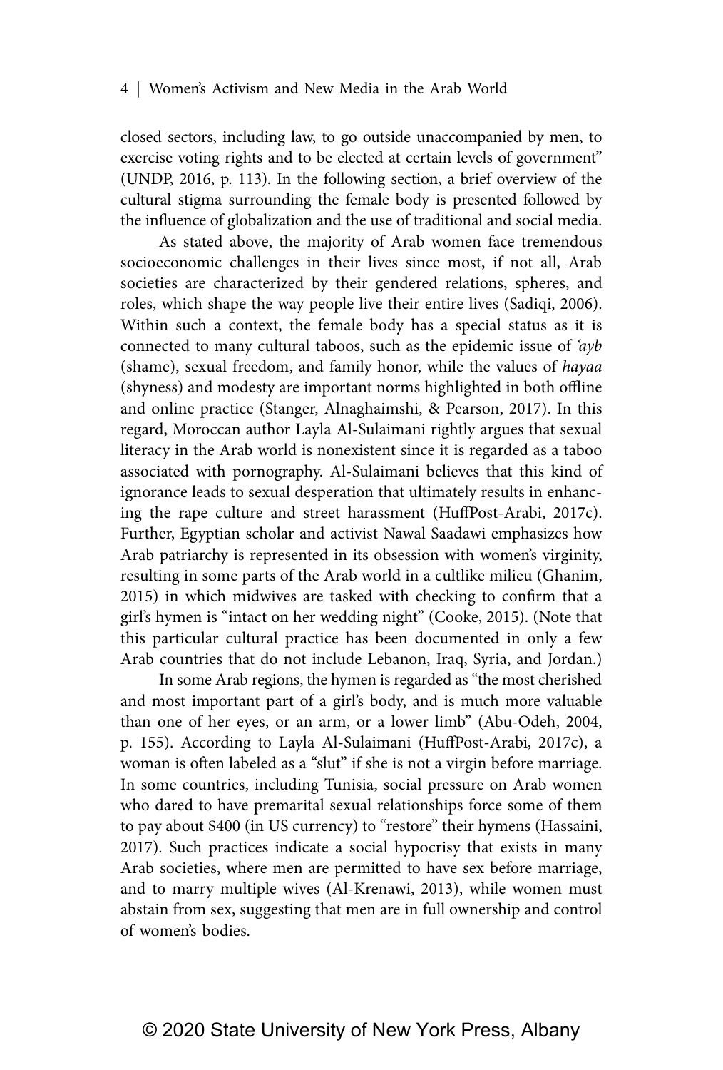closed sectors, including law, to go outside unaccompanied by men, to exercise voting rights and to be elected at certain levels of government" (UNDP, 2016, p. 113). In the following section, a brief overview of the cultural stigma surrounding the female body is presented followed by the influence of globalization and the use of traditional and social media.

As stated above, the majority of Arab women face tremendous socioeconomic challenges in their lives since most, if not all, Arab societies are characterized by their gendered relations, spheres, and roles, which shape the way people live their entire lives (Sadiqi, 2006). Within such a context, the female body has a special status as it is connected to many cultural taboos, such as the epidemic issue of *'ayb* (shame), sexual freedom, and family honor, while the values of *hayaa* (shyness) and modesty are important norms highlighted in both offline and online practice (Stanger, Alnaghaimshi, & Pearson, 2017). In this regard, Moroccan author Layla Al-Sulaimani rightly argues that sexual literacy in the Arab world is nonexistent since it is regarded as a taboo associated with pornography. Al-Sulaimani believes that this kind of ignorance leads to sexual desperation that ultimately results in enhancing the rape culture and street harassment (HuffPost-Arabi, 2017c). Further, Egyptian scholar and activist Nawal Saadawi emphasizes how Arab patriarchy is represented in its obsession with women's virginity, resulting in some parts of the Arab world in a cultlike milieu (Ghanim, 2015) in which midwives are tasked with checking to confirm that a girl's hymen is "intact on her wedding night" (Cooke, 2015). (Note that this particular cultural practice has been documented in only a few Arab countries that do not include Lebanon, Iraq, Syria, and Jordan.)

In some Arab regions, the hymen is regarded as "the most cherished and most important part of a girl's body, and is much more valuable than one of her eyes, or an arm, or a lower limb" (Abu-Odeh, 2004, p. 155). According to Layla Al-Sulaimani (HuffPost-Arabi, 2017c), a woman is often labeled as a "slut" if she is not a virgin before marriage. In some countries, including Tunisia, social pressure on Arab women who dared to have premarital sexual relationships force some of them to pay about $400 (in US currency) to "restore" their hymens (Hassaini, 2017). Such practices indicate a social hypocrisy that exists in many Arab societies, where men are permitted to have sex before marriage, and to marry multiple wives (Al-Krenawi, 2013), while women must abstain from sex, suggesting that men are in full ownership and control of women's bodies.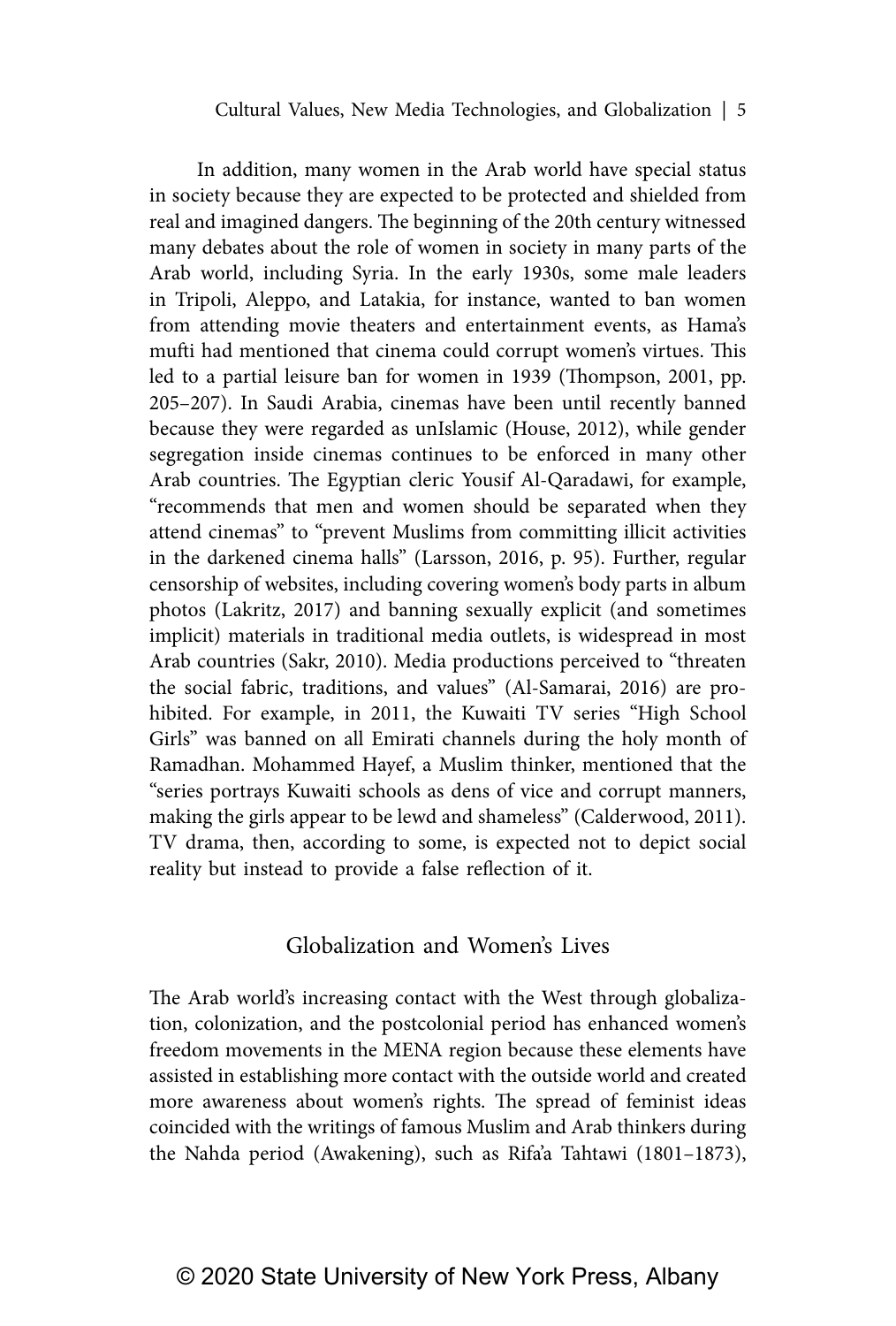In addition, many women in the Arab world have special status in society because they are expected to be protected and shielded from real and imagined dangers. The beginning of the 20th century witnessed many debates about the role of women in society in many parts of the Arab world, including Syria. In the early 1930s, some male leaders in Tripoli, Aleppo, and Latakia, for instance, wanted to ban women from attending movie theaters and entertainment events, as Hama's mufti had mentioned that cinema could corrupt women's virtues. This led to a partial leisure ban for women in 1939 (Thompson, 2001, pp. 205–207). In Saudi Arabia, cinemas have been until recently banned because they were regarded as unIslamic (House, 2012), while gender segregation inside cinemas continues to be enforced in many other Arab countries. The Egyptian cleric Yousif Al-Qaradawi, for example, "recommends that men and women should be separated when they attend cinemas" to "prevent Muslims from committing illicit activities in the darkened cinema halls" (Larsson, 2016, p. 95). Further, regular censorship of websites, including covering women's body parts in album photos (Lakritz, 2017) and banning sexually explicit (and sometimes implicit) materials in traditional media outlets, is widespread in most Arab countries (Sakr, 2010). Media productions perceived to "threaten the social fabric, traditions, and values" (Al-Samarai, 2016) are prohibited. For example, in 2011, the Kuwaiti TV series "High School Girls" was banned on all Emirati channels during the holy month of Ramadhan. Mohammed Hayef, a Muslim thinker, mentioned that the "series portrays Kuwaiti schools as dens of vice and corrupt manners, making the girls appear to be lewd and shameless" (Calderwood, 2011). TV drama, then, according to some, is expected not to depict social reality but instead to provide a false reflection of it.

## Globalization and Women's Lives

The Arab world's increasing contact with the West through globalization, colonization, and the postcolonial period has enhanced women's freedom movements in the MENA region because these elements have assisted in establishing more contact with the outside world and created more awareness about women's rights. The spread of feminist ideas coincided with the writings of famous Muslim and Arab thinkers during the Nahda period (Awakening), such as Rifa'a Tahtawi (1801–1873),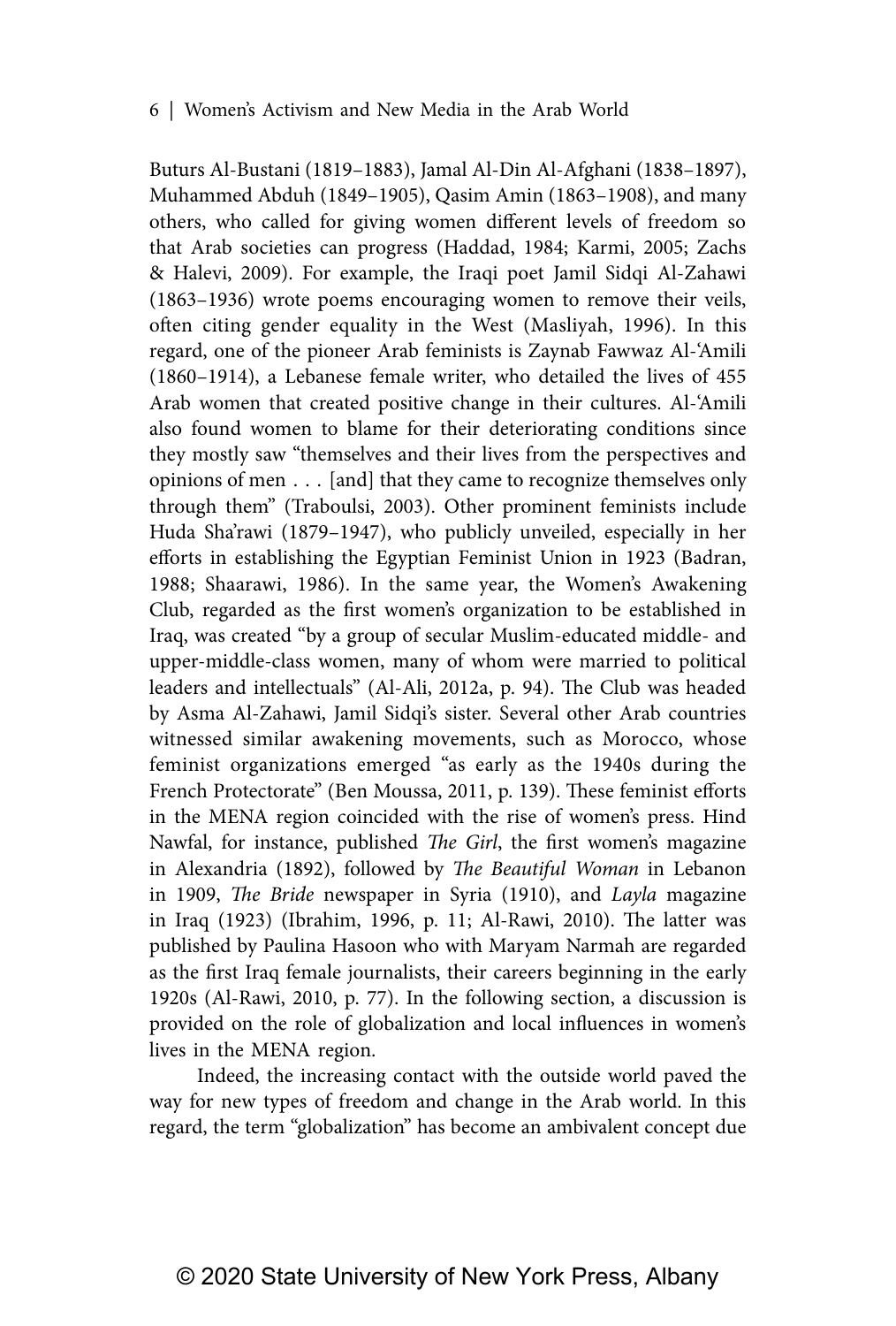Buturs Al-Bustani (1819–1883), Jamal Al-Din Al-Afghani (1838–1897), Muhammed Abduh (1849–1905), Qasim Amin (1863–1908), and many others, who called for giving women different levels of freedom so that Arab societies can progress (Haddad, 1984; Karmi, 2005; Zachs & Halevi, 2009). For example, the Iraqi poet Jamil Sidqi Al-Zahawi (1863–1936) wrote poems encouraging women to remove their veils, often citing gender equality in the West (Masliyah, 1996). In this regard, one of the pioneer Arab feminists is Zaynab Fawwaz Al-ʿAmili (1860–1914), a Lebanese female writer, who detailed the lives of 455 Arab women that created positive change in their cultures. Al-ʿAmili also found women to blame for their deteriorating conditions since they mostly saw "themselves and their lives from the perspectives and opinions of men . . . [and] that they came to recognize themselves only through them" (Traboulsi, 2003). Other prominent feminists include Huda Sha'rawi (1879–1947), who publicly unveiled, especially in her efforts in establishing the Egyptian Feminist Union in 1923 (Badran, 1988; Shaarawi, 1986). In the same year, the Women's Awakening Club, regarded as the first women's organization to be established in Iraq, was created "by a group of secular Muslim-educated middle- and upper-middle-class women, many of whom were married to political leaders and intellectuals" (Al-Ali, 2012a, p. 94). The Club was headed by Asma Al-Zahawi, Jamil Sidqi's sister. Several other Arab countries witnessed similar awakening movements, such as Morocco, whose feminist organizations emerged "as early as the 1940s during the French Protectorate" (Ben Moussa, 2011, p. 139). These feminist efforts in the MENA region coincided with the rise of women's press. Hind Nawfal, for instance, published *The Girl*, the first women's magazine in Alexandria (1892), followed by *The Beautiful Woman* in Lebanon in 1909, *The Bride* newspaper in Syria (1910), and *Layla* magazine in Iraq (1923) (Ibrahim, 1996, p. 11; Al-Rawi, 2010). The latter was published by Paulina Hasoon who with Maryam Narmah are regarded as the first Iraq female journalists, their careers beginning in the early 1920s (Al-Rawi, 2010, p. 77). In the following section, a discussion is provided on the role of globalization and local influences in women's lives in the MENA region.

Indeed, the increasing contact with the outside world paved the way for new types of freedom and change in the Arab world. In this regard, the term "globalization" has become an ambivalent concept due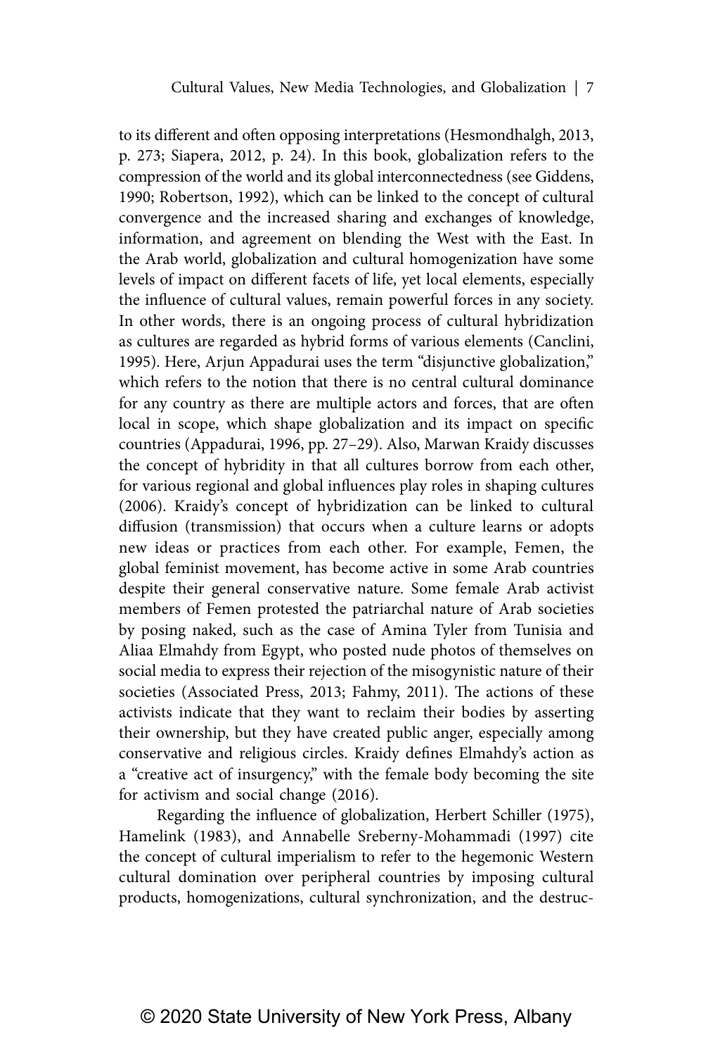to its different and often opposing interpretations (Hesmondhalgh, 2013, p. 273; Siapera, 2012, p. 24). In this book, globalization refers to the compression of the world and its global interconnectedness (see Giddens, 1990; Robertson, 1992), which can be linked to the concept of cultural convergence and the increased sharing and exchanges of knowledge, information, and agreement on blending the West with the East. In the Arab world, globalization and cultural homogenization have some levels of impact on different facets of life, yet local elements, especially the influence of cultural values, remain powerful forces in any society. In other words, there is an ongoing process of cultural hybridization as cultures are regarded as hybrid forms of various elements (Canclini, 1995). Here, Arjun Appadurai uses the term "disjunctive globalization," which refers to the notion that there is no central cultural dominance for any country as there are multiple actors and forces, that are often local in scope, which shape globalization and its impact on specific countries (Appadurai, 1996, pp. 27–29). Also, Marwan Kraidy discusses the concept of hybridity in that all cultures borrow from each other, for various regional and global influences play roles in shaping cultures (2006). Kraidy's concept of hybridization can be linked to cultural diffusion (transmission) that occurs when a culture learns or adopts new ideas or practices from each other. For example, Femen, the global feminist movement, has become active in some Arab countries despite their general conservative nature. Some female Arab activist members of Femen protested the patriarchal nature of Arab societies by posing naked, such as the case of Amina Tyler from Tunisia and Aliaa Elmahdy from Egypt, who posted nude photos of themselves on social media to express their rejection of the misogynistic nature of their societies (Associated Press, 2013; Fahmy, 2011). The actions of these activists indicate that they want to reclaim their bodies by asserting their ownership, but they have created public anger, especially among conservative and religious circles. Kraidy defines Elmahdy's action as a "creative act of insurgency," with the female body becoming the site for activism and social change (2016).

Regarding the influence of globalization, Herbert Schiller (1975), Hamelink (1983), and Annabelle Sreberny-Mohammadi (1997) cite the concept of cultural imperialism to refer to the hegemonic Western cultural domination over peripheral countries by imposing cultural products, homogenizations, cultural synchronization, and the destruc-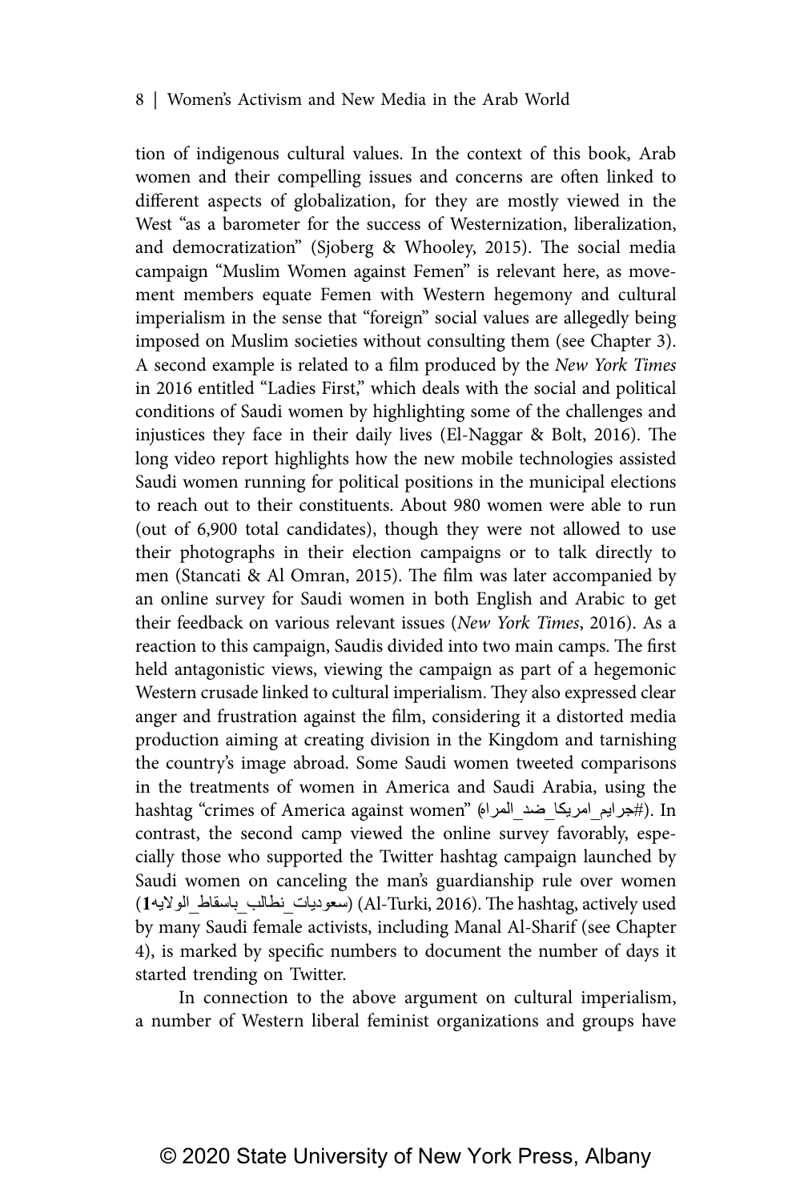tion of indigenous cultural values. In the context of this book, Arab women and their compelling issues and concerns are often linked to different aspects of globalization, for they are mostly viewed in the West "as a barometer for the success of Westernization, liberalization, and democratization" (Sjoberg & Whooley, 2015). The social media campaign "Muslim Women against Femen" is relevant here, as movement members equate Femen with Western hegemony and cultural imperialism in the sense that "foreign" social values are allegedly being imposed on Muslim societies without consulting them (see Chapter 3). A second example is related to a film produced by the *New York Times* in 2016 entitled "Ladies First," which deals with the social and political conditions of Saudi women by highlighting some of the challenges and injustices they face in their daily lives (El-Naggar & Bolt, 2016). The long video report highlights how the new mobile technologies assisted Saudi women running for political positions in the municipal elections to reach out to their constituents. About 980 women were able to run (out of 6,900 total candidates), though they were not allowed to use their photographs in their election campaigns or to talk directly to men (Stancati & Al Omran, 2015). The film was later accompanied by an online survey for Saudi women in both English and Arabic to get their feedback on various relevant issues (*New York Times*, 2016). As a reaction to this campaign, Saudis divided into two main camps. The first held antagonistic views, viewing the campaign as part of a hegemonic Western crusade linked to cultural imperialism. They also expressed clear anger and frustration against the film, considering it a distorted media production aiming at creating division in the Kingdom and tarnishing the country's image abroad. Some Saudi women tweeted comparisons in the treatments of women in America and Saudi Arabia, using the hashtag "crimes of America against women" (#جرايم_امريكا_ضد_المراه). In contrast, the second camp viewed the online survey favorably, especially those who supported the Twitter hashtag campaign launched by Saudi women on canceling the man's guardianship rule over women (سعوديات_نطالب_باسقاط_الولايه1) (Al-Turki, 2016). The hashtag, actively used by many Saudi female activists, including Manal Al-Sharif (see Chapter 4), is marked by specific numbers to document the number of days it started trending on Twitter.

In connection to the above argument on cultural imperialism, a number of Western liberal feminist organizations and groups have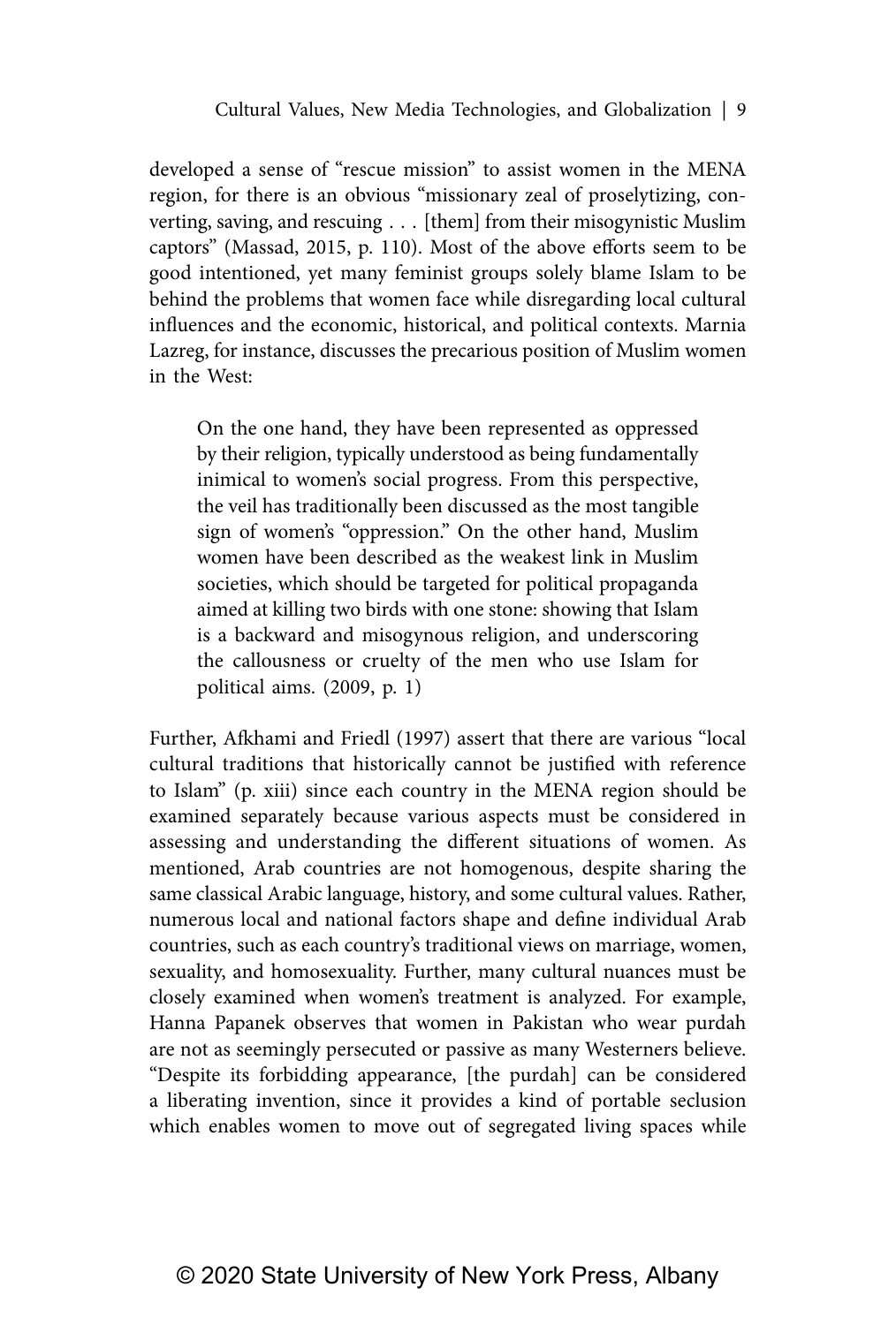developed a sense of "rescue mission" to assist women in the MENA region, for there is an obvious "missionary zeal of proselytizing, converting, saving, and rescuing . . . [them] from their misogynistic Muslim captors" (Massad, 2015, p. 110). Most of the above efforts seem to be good intentioned, yet many feminist groups solely blame Islam to be behind the problems that women face while disregarding local cultural influences and the economic, historical, and political contexts. Marnia Lazreg, for instance, discusses the precarious position of Muslim women in the West:

> On the one hand, they have been represented as oppressed by their religion, typically understood as being fundamentally inimical to women's social progress. From this perspective, the veil has traditionally been discussed as the most tangible sign of women's "oppression." On the other hand, Muslim women have been described as the weakest link in Muslim societies, which should be targeted for political propaganda aimed at killing two birds with one stone: showing that Islam is a backward and misogynous religion, and underscoring the callousness or cruelty of the men who use Islam for political aims. (2009, p. 1)

Further, Afkhami and Friedl (1997) assert that there are various "local cultural traditions that historically cannot be justified with reference to Islam" (p. xiii) since each country in the MENA region should be examined separately because various aspects must be considered in assessing and understanding the different situations of women. As mentioned, Arab countries are not homogenous, despite sharing the same classical Arabic language, history, and some cultural values. Rather, numerous local and national factors shape and define individual Arab countries, such as each country's traditional views on marriage, women, sexuality, and homosexuality. Further, many cultural nuances must be closely examined when women's treatment is analyzed. For example, Hanna Papanek observes that women in Pakistan who wear purdah are not as seemingly persecuted or passive as many Westerners believe. "Despite its forbidding appearance, [the purdah] can be considered a liberating invention, since it provides a kind of portable seclusion which enables women to move out of segregated living spaces while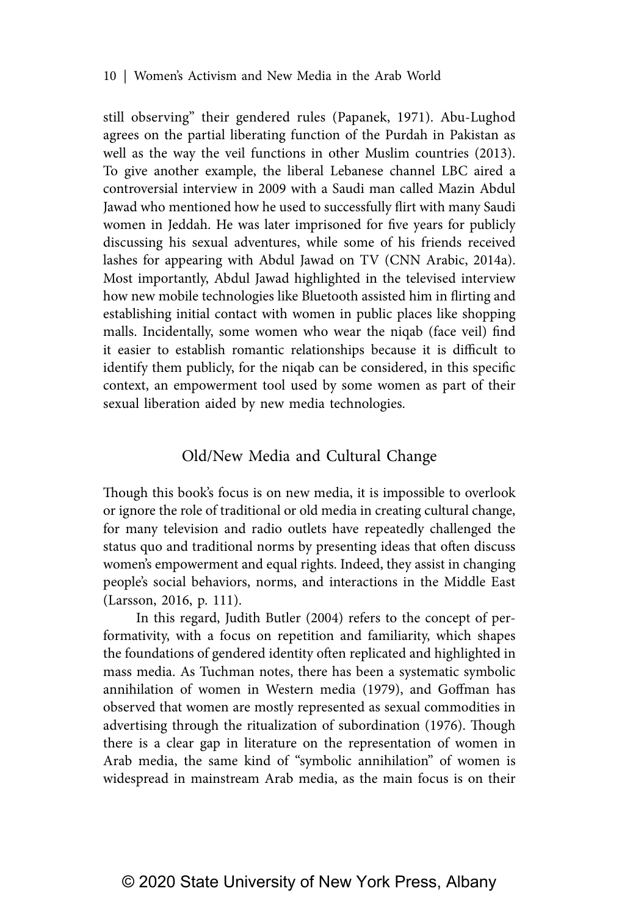still observing" their gendered rules (Papanek, 1971). Abu-Lughod agrees on the partial liberating function of the Purdah in Pakistan as well as the way the veil functions in other Muslim countries (2013). To give another example, the liberal Lebanese channel LBC aired a controversial interview in 2009 with a Saudi man called Mazin Abdul Jawad who mentioned how he used to successfully flirt with many Saudi women in Jeddah. He was later imprisoned for five years for publicly discussing his sexual adventures, while some of his friends received lashes for appearing with Abdul Jawad on TV (CNN Arabic, 2014a). Most importantly, Abdul Jawad highlighted in the televised interview how new mobile technologies like Bluetooth assisted him in flirting and establishing initial contact with women in public places like shopping malls. Incidentally, some women who wear the niqab (face veil) find it easier to establish romantic relationships because it is difficult to identify them publicly, for the niqab can be considered, in this specific context, an empowerment tool used by some women as part of their sexual liberation aided by new media technologies.

## Old/New Media and Cultural Change

Though this book's focus is on new media, it is impossible to overlook or ignore the role of traditional or old media in creating cultural change, for many television and radio outlets have repeatedly challenged the status quo and traditional norms by presenting ideas that often discuss women's empowerment and equal rights. Indeed, they assist in changing people's social behaviors, norms, and interactions in the Middle East (Larsson, 2016, p. 111).

In this regard, Judith Butler (2004) refers to the concept of performativity, with a focus on repetition and familiarity, which shapes the foundations of gendered identity often replicated and highlighted in mass media. As Tuchman notes, there has been a systematic symbolic annihilation of women in Western media (1979), and Goffman has observed that women are mostly represented as sexual commodities in advertising through the ritualization of subordination (1976). Though there is a clear gap in literature on the representation of women in Arab media, the same kind of "symbolic annihilation" of women is widespread in mainstream Arab media, as the main focus is on their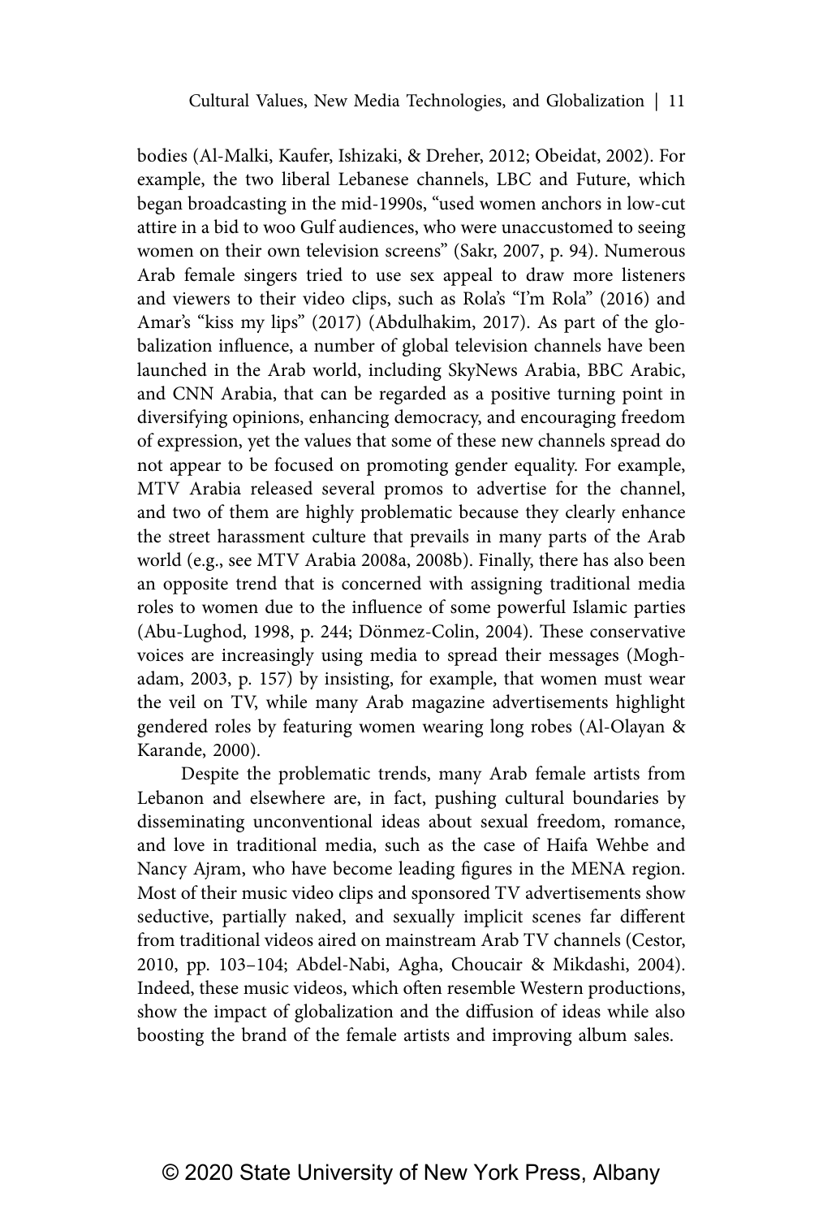bodies (Al-Malki, Kaufer, Ishizaki, & Dreher, 2012; Obeidat, 2002). For example, the two liberal Lebanese channels, LBC and Future, which began broadcasting in the mid-1990s, "used women anchors in low-cut attire in a bid to woo Gulf audiences, who were unaccustomed to seeing women on their own television screens" (Sakr, 2007, p. 94). Numerous Arab female singers tried to use sex appeal to draw more listeners and viewers to their video clips, such as Rola's "I'm Rola" (2016) and Amar's "kiss my lips" (2017) (Abdulhakim, 2017). As part of the globalization influence, a number of global television channels have been launched in the Arab world, including SkyNews Arabia, BBC Arabic, and CNN Arabia, that can be regarded as a positive turning point in diversifying opinions, enhancing democracy, and encouraging freedom of expression, yet the values that some of these new channels spread do not appear to be focused on promoting gender equality. For example, MTV Arabia released several promos to advertise for the channel, and two of them are highly problematic because they clearly enhance the street harassment culture that prevails in many parts of the Arab world (e.g., see MTV Arabia 2008a, 2008b). Finally, there has also been an opposite trend that is concerned with assigning traditional media roles to women due to the influence of some powerful Islamic parties (Abu-Lughod, 1998, p. 244; Dönmez-Colin, 2004). These conservative voices are increasingly using media to spread their messages (Moghadam, 2003, p. 157) by insisting, for example, that women must wear the veil on TV, while many Arab magazine advertisements highlight gendered roles by featuring women wearing long robes (Al-Olayan & Karande, 2000).

Despite the problematic trends, many Arab female artists from Lebanon and elsewhere are, in fact, pushing cultural boundaries by disseminating unconventional ideas about sexual freedom, romance, and love in traditional media, such as the case of Haifa Wehbe and Nancy Ajram, who have become leading figures in the MENA region. Most of their music video clips and sponsored TV advertisements show seductive, partially naked, and sexually implicit scenes far different from traditional videos aired on mainstream Arab TV channels (Cestor, 2010, pp. 103–104; Abdel-Nabi, Agha, Choucair & Mikdashi, 2004). Indeed, these music videos, which often resemble Western productions, show the impact of globalization and the diffusion of ideas while also boosting the brand of the female artists and improving album sales.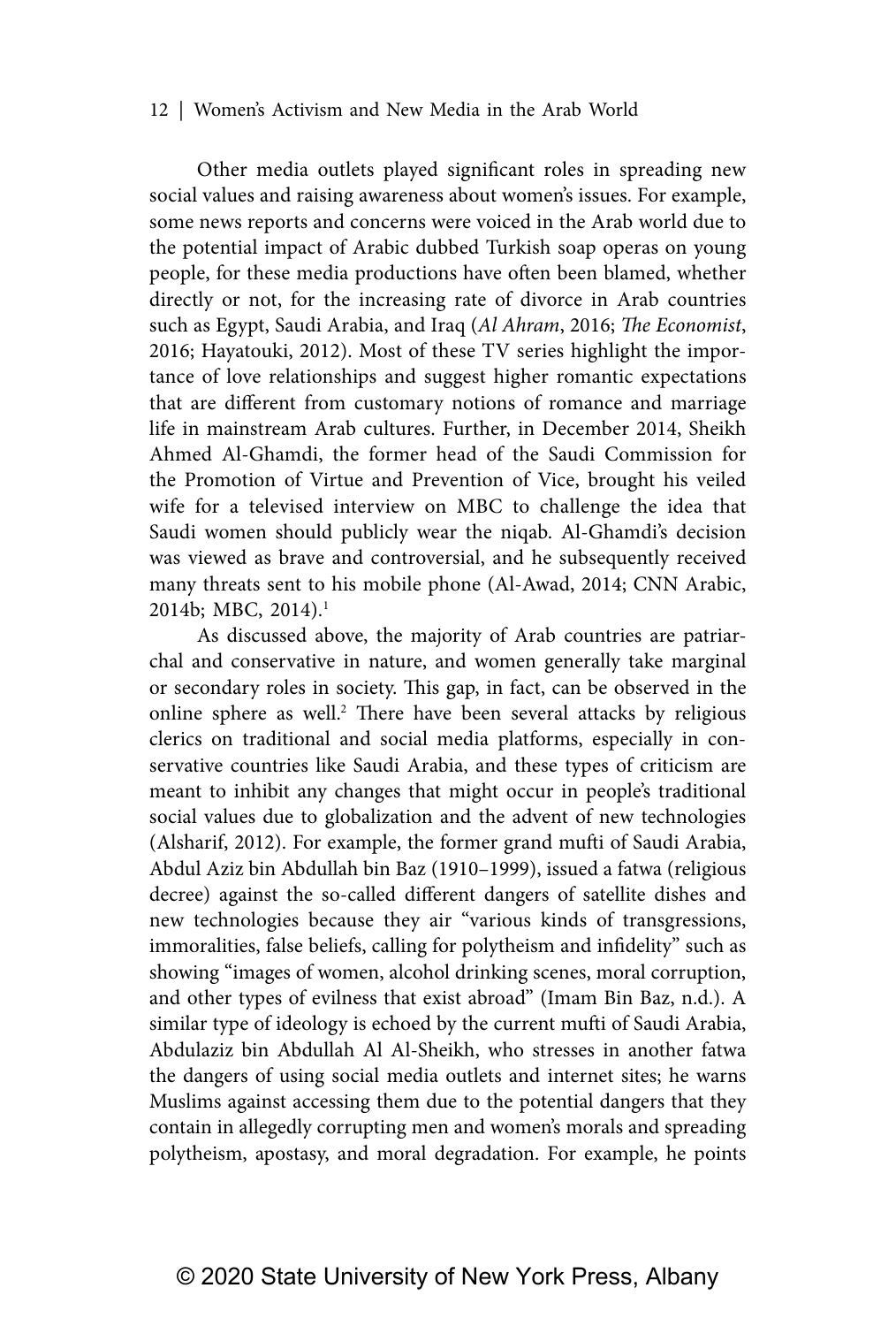Other media outlets played significant roles in spreading new social values and raising awareness about women's issues. For example, some news reports and concerns were voiced in the Arab world due to the potential impact of Arabic dubbed Turkish soap operas on young people, for these media productions have often been blamed, whether directly or not, for the increasing rate of divorce in Arab countries such as Egypt, Saudi Arabia, and Iraq (*Al Ahram*, 2016; *The Economist*, 2016; Hayatouki, 2012). Most of these TV series highlight the importance of love relationships and suggest higher romantic expectations that are different from customary notions of romance and marriage life in mainstream Arab cultures. Further, in December 2014, Sheikh Ahmed Al-Ghamdi, the former head of the Saudi Commission for the Promotion of Virtue and Prevention of Vice, brought his veiled wife for a televised interview on MBC to challenge the idea that Saudi women should publicly wear the niqab. Al-Ghamdi's decision was viewed as brave and controversial, and he subsequently received many threats sent to his mobile phone (Al-Awad, 2014; CNN Arabic, 2014b; MBC, 2014).[1]

As discussed above, the majority of Arab countries are patriarchal and conservative in nature, and women generally take marginal or secondary roles in society. This gap, in fact, can be observed in the online sphere as well.[2] There have been several attacks by religious clerics on traditional and social media platforms, especially in conservative countries like Saudi Arabia, and these types of criticism are meant to inhibit any changes that might occur in people's traditional social values due to globalization and the advent of new technologies (Alsharif, 2012). For example, the former grand mufti of Saudi Arabia, Abdul Aziz bin Abdullah bin Baz (1910–1999), issued a fatwa (religious decree) against the so-called different dangers of satellite dishes and new technologies because they air "various kinds of transgressions, immoralities, false beliefs, calling for polytheism and infidelity" such as showing "images of women, alcohol drinking scenes, moral corruption, and other types of evilness that exist abroad" (Imam Bin Baz, n.d.). A similar type of ideology is echoed by the current mufti of Saudi Arabia, Abdulaziz bin Abdullah Al Al-Sheikh, who stresses in another fatwa the dangers of using social media outlets and internet sites; he warns Muslims against accessing them due to the potential dangers that they contain in allegedly corrupting men and women's morals and spreading polytheism, apostasy, and moral degradation. For example, he points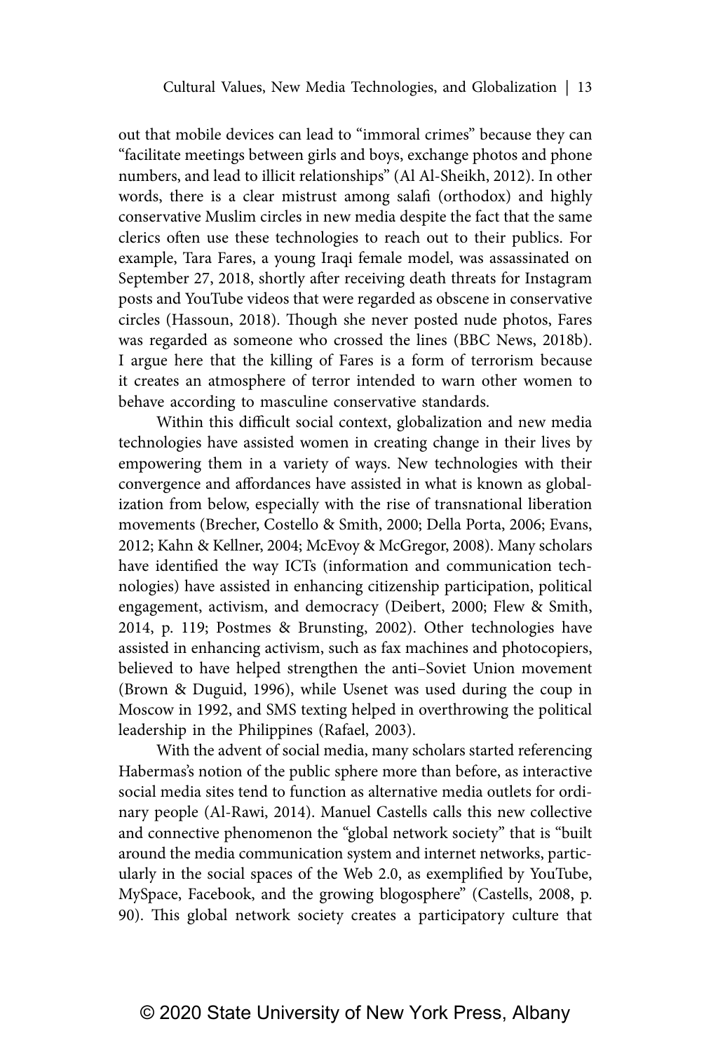out that mobile devices can lead to "immoral crimes" because they can "facilitate meetings between girls and boys, exchange photos and phone numbers, and lead to illicit relationships" (Al Al-Sheikh, 2012). In other words, there is a clear mistrust among salafi (orthodox) and highly conservative Muslim circles in new media despite the fact that the same clerics often use these technologies to reach out to their publics. For example, Tara Fares, a young Iraqi female model, was assassinated on September 27, 2018, shortly after receiving death threats for Instagram posts and YouTube videos that were regarded as obscene in conservative circles (Hassoun, 2018). Though she never posted nude photos, Fares was regarded as someone who crossed the lines (BBC News, 2018b). I argue here that the killing of Fares is a form of terrorism because it creates an atmosphere of terror intended to warn other women to behave according to masculine conservative standards.

Within this difficult social context, globalization and new media technologies have assisted women in creating change in their lives by empowering them in a variety of ways. New technologies with their convergence and affordances have assisted in what is known as globalization from below, especially with the rise of transnational liberation movements (Brecher, Costello & Smith, 2000; Della Porta, 2006; Evans, 2012; Kahn & Kellner, 2004; McEvoy & McGregor, 2008). Many scholars have identified the way ICTs (information and communication technologies) have assisted in enhancing citizenship participation, political engagement, activism, and democracy (Deibert, 2000; Flew & Smith, 2014, p. 119; Postmes & Brunsting, 2002). Other technologies have assisted in enhancing activism, such as fax machines and photocopiers, believed to have helped strengthen the anti–Soviet Union movement (Brown & Duguid, 1996), while Usenet was used during the coup in Moscow in 1992, and SMS texting helped in overthrowing the political leadership in the Philippines (Rafael, 2003).

With the advent of social media, many scholars started referencing Habermas's notion of the public sphere more than before, as interactive social media sites tend to function as alternative media outlets for ordinary people (Al-Rawi, 2014). Manuel Castells calls this new collective and connective phenomenon the "global network society" that is "built around the media communication system and internet networks, particularly in the social spaces of the Web 2.0, as exemplified by YouTube, MySpace, Facebook, and the growing blogosphere" (Castells, 2008, p. 90). This global network society creates a participatory culture that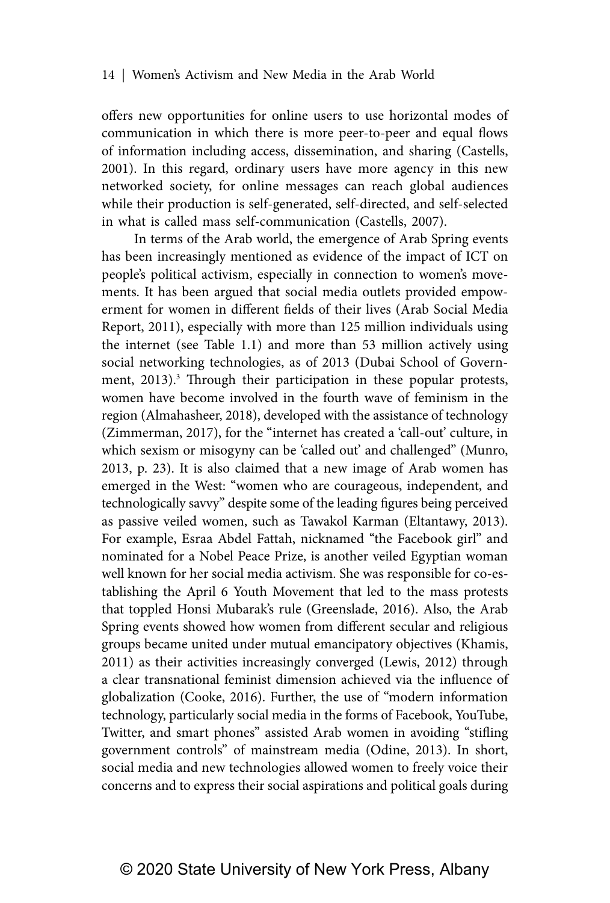offers new opportunities for online users to use horizontal modes of communication in which there is more peer-to-peer and equal flows of information including access, dissemination, and sharing (Castells, 2001). In this regard, ordinary users have more agency in this new networked society, for online messages can reach global audiences while their production is self-generated, self-directed, and self-selected in what is called mass self-communication (Castells, 2007).

In terms of the Arab world, the emergence of Arab Spring events has been increasingly mentioned as evidence of the impact of ICT on people's political activism, especially in connection to women's movements. It has been argued that social media outlets provided empowerment for women in different fields of their lives (Arab Social Media Report, 2011), especially with more than 125 million individuals using the internet (see Table 1.1) and more than 53 million actively using social networking technologies, as of 2013 (Dubai School of Government, 2013).[3] Through their participation in these popular protests, women have become involved in the fourth wave of feminism in the region (Almahasheer, 2018), developed with the assistance of technology (Zimmerman, 2017), for the "internet has created a 'call-out' culture, in which sexism or misogyny can be 'called out' and challenged" (Munro, 2013, p. 23). It is also claimed that a new image of Arab women has emerged in the West: "women who are courageous, independent, and technologically savvy" despite some of the leading figures being perceived as passive veiled women, such as Tawakol Karman (Eltantawy, 2013). For example, Esraa Abdel Fattah, nicknamed "the Facebook girl" and nominated for a Nobel Peace Prize, is another veiled Egyptian woman well known for her social media activism. She was responsible for co-establishing the April 6 Youth Movement that led to the mass protests that toppled Honsi Mubarak's rule (Greenslade, 2016). Also, the Arab Spring events showed how women from different secular and religious groups became united under mutual emancipatory objectives (Khamis, 2011) as their activities increasingly converged (Lewis, 2012) through a clear transnational feminist dimension achieved via the influence of globalization (Cooke, 2016). Further, the use of "modern information technology, particularly social media in the forms of Facebook, YouTube, Twitter, and smart phones" assisted Arab women in avoiding "stifling government controls" of mainstream media (Odine, 2013). In short, social media and new technologies allowed women to freely voice their concerns and to express their social aspirations and political goals during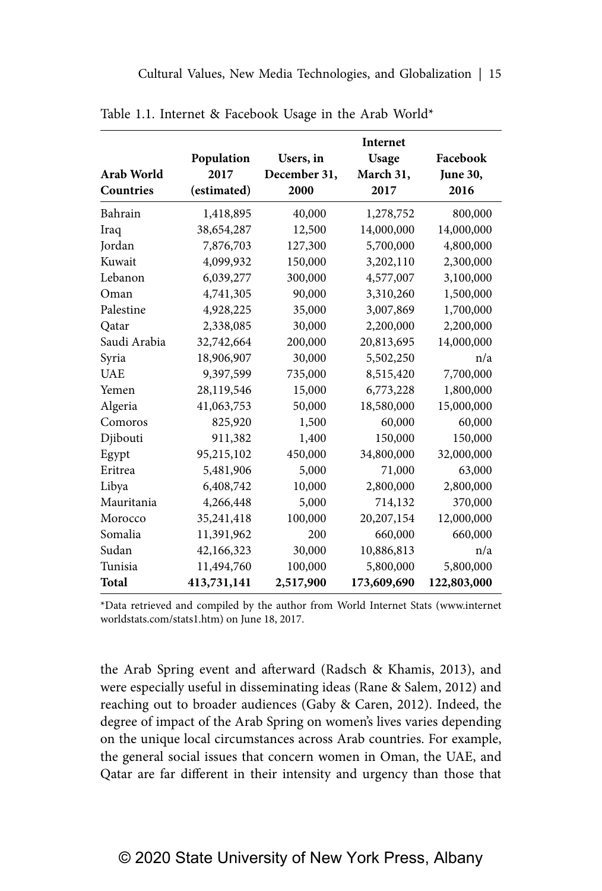Table 1.1. Internet & Facebook Usage in the Arab World*

| Arab World Countries | Population 2017 (estimated) | Users, in December 31, 2000 | Internet Usage March 31, 2017 | Facebook June 30, 2016 |
|---|---|---|---|---|
| Bahrain | 1,418,895 | 40,000 | 1,278,752 | 800,000 |
| Iraq | 38,654,287 | 12,500 | 14,000,000 | 14,000,000 |
| Jordan | 7,876,703 | 127,300 | 5,700,000 | 4,800,000 |
| Kuwait | 4,099,932 | 150,000 | 3,202,110 | 2,300,000 |
| Lebanon | 6,039,277 | 300,000 | 4,577,007 | 3,100,000 |
| Oman | 4,741,305 | 90,000 | 3,310,260 | 1,500,000 |
| Palestine | 4,928,225 | 35,000 | 3,007,869 | 1,700,000 |
| Qatar | 2,338,085 | 30,000 | 2,200,000 | 2,200,000 |
| Saudi Arabia | 32,742,664 | 200,000 | 20,813,695 | 14,000,000 |
| Syria | 18,906,907 | 30,000 | 5,502,250 | n/a |
| UAE | 9,397,599 | 735,000 | 8,515,420 | 7,700,000 |
| Yemen | 28,119,546 | 15,000 | 6,773,228 | 1,800,000 |
| Algeria | 41,063,753 | 50,000 | 18,580,000 | 15,000,000 |
| Comoros | 825,920 | 1,500 | 60,000 | 60,000 |
| Djibouti | 911,382 | 1,400 | 150,000 | 150,000 |
| Egypt | 95,215,102 | 450,000 | 34,800,000 | 32,000,000 |
| Eritrea | 5,481,906 | 5,000 | 71,000 | 63,000 |
| Libya | 6,408,742 | 10,000 | 2,800,000 | 2,800,000 |
| Mauritania | 4,266,448 | 5,000 | 714,132 | 370,000 |
| Morocco | 35,241,418 | 100,000 | 20,207,154 | 12,000,000 |
| Somalia | 11,391,962 | 200 | 660,000 | 660,000 |
| Sudan | 42,166,323 | 30,000 | 10,886,813 | n/a |
| Tunisia | 11,494,760 | 100,000 | 5,800,000 | 5,800,000 |
| **Total** | **413,731,141** | **2,517,900** | **173,609,690** | **122,803,000** |

*Data retrieved and compiled by the author from World Internet Stats (www.internetworldstats.com/stats1.htm) on June 18, 2017.

the Arab Spring event and afterward (Radsch & Khamis, 2013), and were especially useful in disseminating ideas (Rane & Salem, 2012) and reaching out to broader audiences (Gaby & Caren, 2012). Indeed, the degree of impact of the Arab Spring on women's lives varies depending on the unique local circumstances across Arab countries. For example, the general social issues that concern women in Oman, the UAE, and Qatar are far different in their intensity and urgency than those that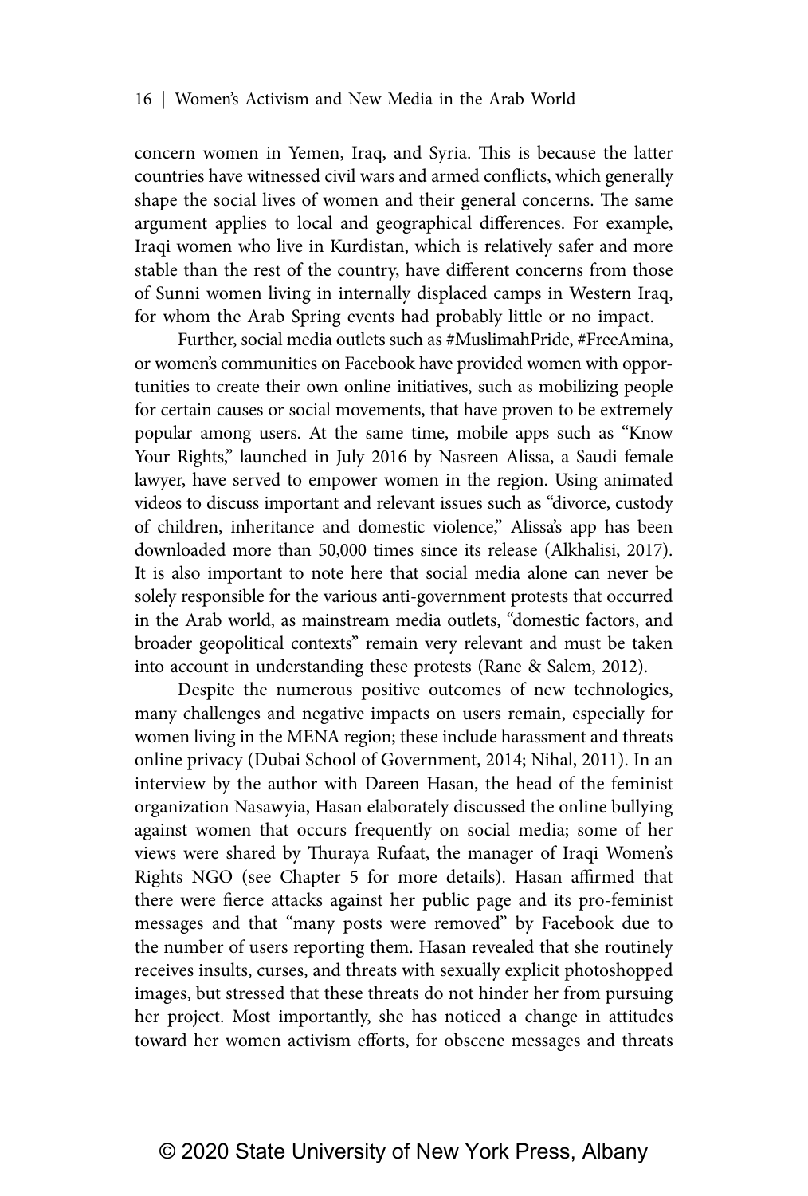concern women in Yemen, Iraq, and Syria. This is because the latter countries have witnessed civil wars and armed conflicts, which generally shape the social lives of women and their general concerns. The same argument applies to local and geographical differences. For example, Iraqi women who live in Kurdistan, which is relatively safer and more stable than the rest of the country, have different concerns from those of Sunni women living in internally displaced camps in Western Iraq, for whom the Arab Spring events had probably little or no impact.

Further, social media outlets such as #MuslimahPride, #FreeAmina, or women's communities on Facebook have provided women with opportunities to create their own online initiatives, such as mobilizing people for certain causes or social movements, that have proven to be extremely popular among users. At the same time, mobile apps such as "Know Your Rights," launched in July 2016 by Nasreen Alissa, a Saudi female lawyer, have served to empower women in the region. Using animated videos to discuss important and relevant issues such as "divorce, custody of children, inheritance and domestic violence," Alissa's app has been downloaded more than 50,000 times since its release (Alkhalisi, 2017). It is also important to note here that social media alone can never be solely responsible for the various anti-government protests that occurred in the Arab world, as mainstream media outlets, "domestic factors, and broader geopolitical contexts" remain very relevant and must be taken into account in understanding these protests (Rane & Salem, 2012).

Despite the numerous positive outcomes of new technologies, many challenges and negative impacts on users remain, especially for women living in the MENA region; these include harassment and threats online privacy (Dubai School of Government, 2014; Nihal, 2011). In an interview by the author with Dareen Hasan, the head of the feminist organization Nasawyia, Hasan elaborately discussed the online bullying against women that occurs frequently on social media; some of her views were shared by Thuraya Rufaat, the manager of Iraqi Women's Rights NGO (see Chapter 5 for more details). Hasan affirmed that there were fierce attacks against her public page and its pro-feminist messages and that "many posts were removed" by Facebook due to the number of users reporting them. Hasan revealed that she routinely receives insults, curses, and threats with sexually explicit photoshopped images, but stressed that these threats do not hinder her from pursuing her project. Most importantly, she has noticed a change in attitudes toward her women activism efforts, for obscene messages and threats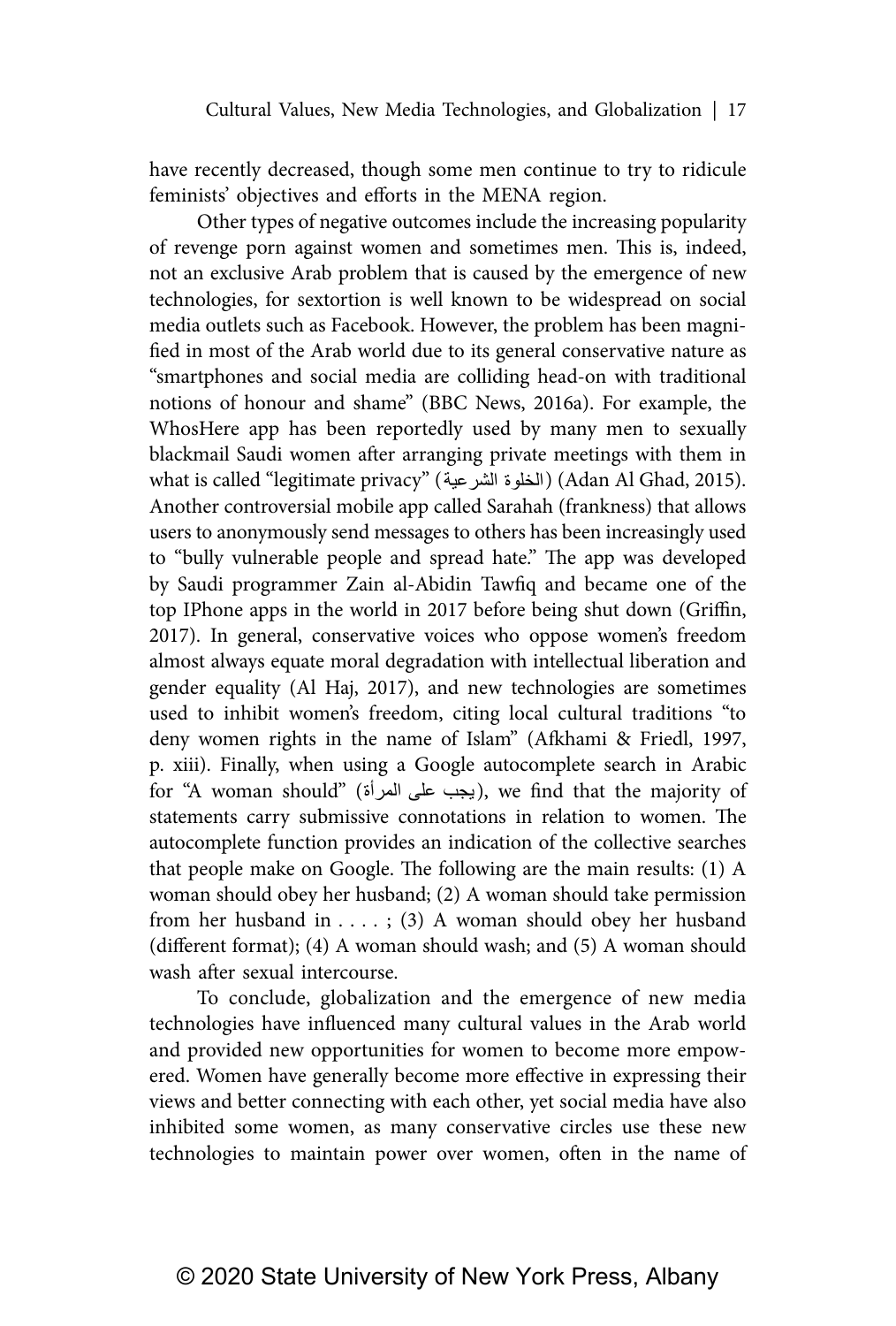have recently decreased, though some men continue to try to ridicule feminists' objectives and efforts in the MENA region.

Other types of negative outcomes include the increasing popularity of revenge porn against women and sometimes men. This is, indeed, not an exclusive Arab problem that is caused by the emergence of new technologies, for sextortion is well known to be widespread on social media outlets such as Facebook. However, the problem has been magnified in most of the Arab world due to its general conservative nature as "smartphones and social media are colliding head-on with traditional notions of honour and shame" (BBC News, 2016a). For example, the WhosHere app has been reportedly used by many men to sexually blackmail Saudi women after arranging private meetings with them in what is called "legitimate privacy" (الخلوة الشرعية) (Adan Al Ghad, 2015). Another controversial mobile app called Sarahah (frankness) that allows users to anonymously send messages to others has been increasingly used to "bully vulnerable people and spread hate." The app was developed by Saudi programmer Zain al-Abidin Tawfiq and became one of the top IPhone apps in the world in 2017 before being shut down (Griffin, 2017). In general, conservative voices who oppose women's freedom almost always equate moral degradation with intellectual liberation and gender equality (Al Haj, 2017), and new technologies are sometimes used to inhibit women's freedom, citing local cultural traditions "to deny women rights in the name of Islam" (Afkhami & Friedl, 1997, p. xiii). Finally, when using a Google autocomplete search in Arabic for "A woman should" (يجب على المرأة), we find that the majority of statements carry submissive connotations in relation to women. The autocomplete function provides an indication of the collective searches that people make on Google. The following are the main results: (1) A woman should obey her husband; (2) A woman should take permission from her husband in . . . . ; (3) A woman should obey her husband (different format); (4) A woman should wash; and (5) A woman should wash after sexual intercourse.

To conclude, globalization and the emergence of new media technologies have influenced many cultural values in the Arab world and provided new opportunities for women to become more empowered. Women have generally become more effective in expressing their views and better connecting with each other, yet social media have also inhibited some women, as many conservative circles use these new technologies to maintain power over women, often in the name of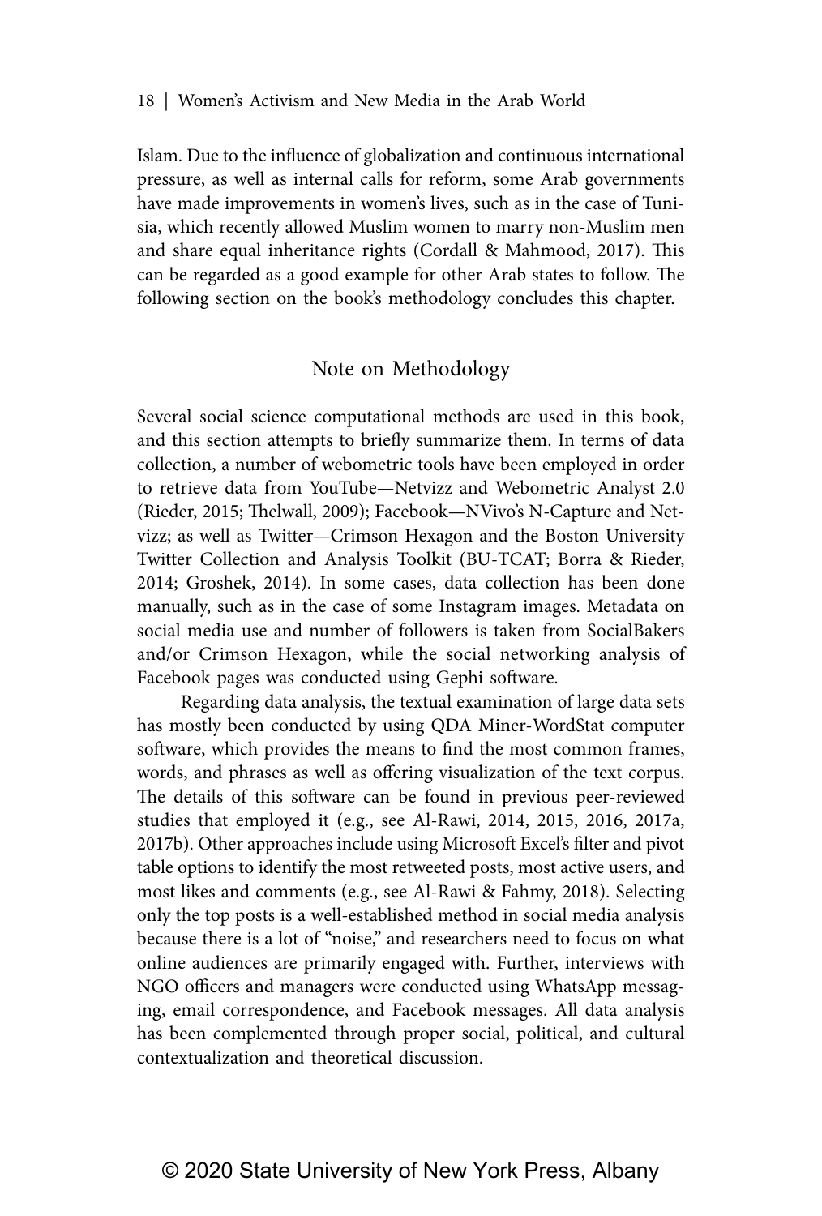Islam. Due to the influence of globalization and continuous international pressure, as well as internal calls for reform, some Arab governments have made improvements in women's lives, such as in the case of Tunisia, which recently allowed Muslim women to marry non-Muslim men and share equal inheritance rights (Cordall & Mahmood, 2017). This can be regarded as a good example for other Arab states to follow. The following section on the book's methodology concludes this chapter.

## Note on Methodology

Several social science computational methods are used in this book, and this section attempts to briefly summarize them. In terms of data collection, a number of webometric tools have been employed in order to retrieve data from YouTube—Netvizz and Webometric Analyst 2.0 (Rieder, 2015; Thelwall, 2009); Facebook—NVivo's N-Capture and Netvizz; as well as Twitter—Crimson Hexagon and the Boston University Twitter Collection and Analysis Toolkit (BU-TCAT; Borra & Rieder, 2014; Groshek, 2014). In some cases, data collection has been done manually, such as in the case of some Instagram images. Metadata on social media use and number of followers is taken from SocialBakers and/or Crimson Hexagon, while the social networking analysis of Facebook pages was conducted using Gephi software.

Regarding data analysis, the textual examination of large data sets has mostly been conducted by using QDA Miner-WordStat computer software, which provides the means to find the most common frames, words, and phrases as well as offering visualization of the text corpus. The details of this software can be found in previous peer-reviewed studies that employed it (e.g., see Al-Rawi, 2014, 2015, 2016, 2017a, 2017b). Other approaches include using Microsoft Excel's filter and pivot table options to identify the most retweeted posts, most active users, and most likes and comments (e.g., see Al-Rawi & Fahmy, 2018). Selecting only the top posts is a well-established method in social media analysis because there is a lot of "noise," and researchers need to focus on what online audiences are primarily engaged with. Further, interviews with NGO officers and managers were conducted using WhatsApp messaging, email correspondence, and Facebook messages. All data analysis has been complemented through proper social, political, and cultural contextualization and theoretical discussion.

© 2020 State University of New York Press, Albany